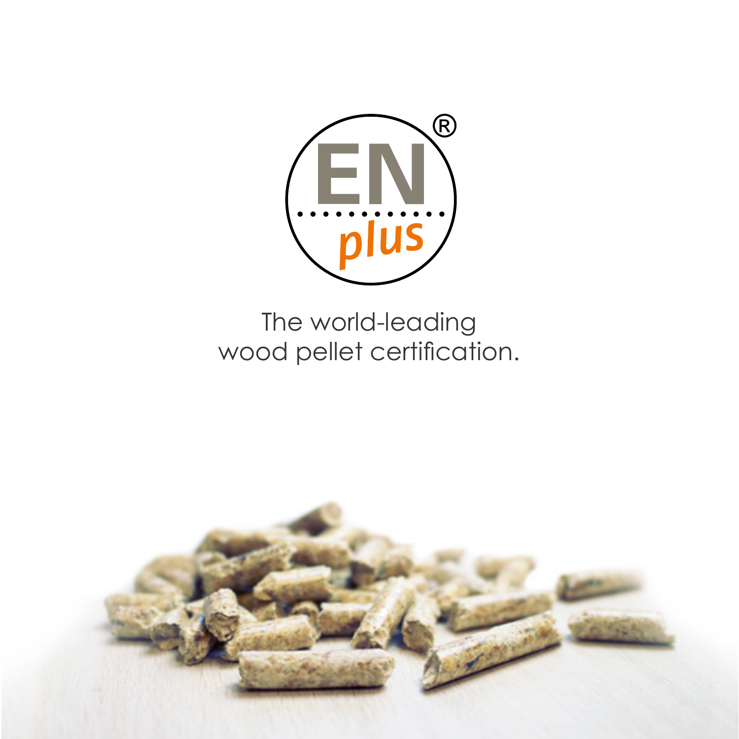EN plus®

The world-leading
wood pellet certification.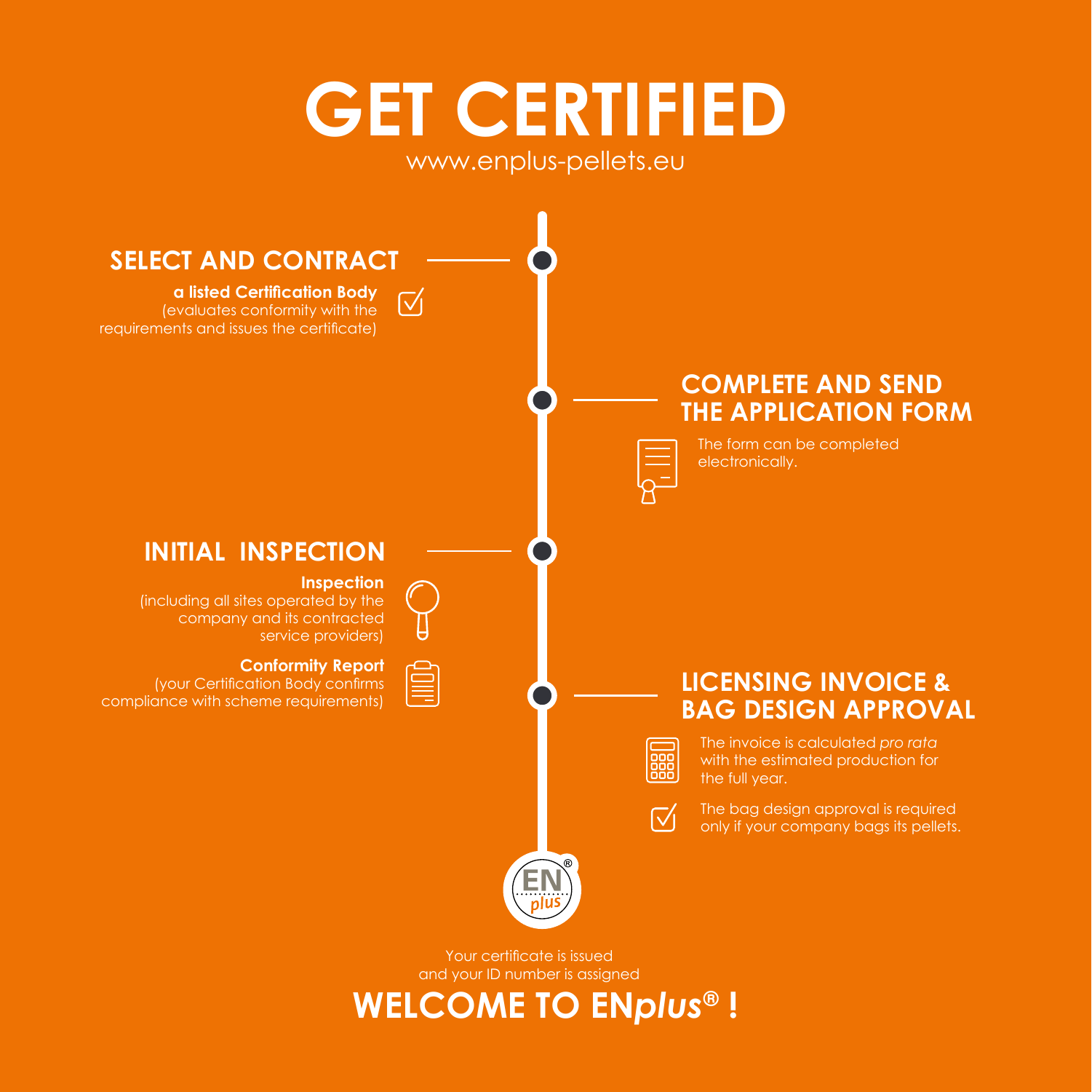# GET CERTIFIED

www.enplus-pellets.eu

## SELECT AND CONTRACT

**a listed Certification Body**
(evaluates conformity with the requirements and issues the certificate)

## COMPLETE AND SEND THE APPLICATION FORM

The form can be completed electronically.

## INITIAL INSPECTION

**Inspection**
(including all sites operated by the company and its contracted service providers)

**Conformity Report**
(your Certification Body confirms compliance with scheme requirements)

## LICENSING INVOICE & BAG DESIGN APPROVAL

The invoice is calculated *pro rata* with the estimated production for the full year.

The bag design approval is required only if your company bags its pellets.

Your certificate is issued and your ID number is assigned

## WELCOME TO EN*plus*® !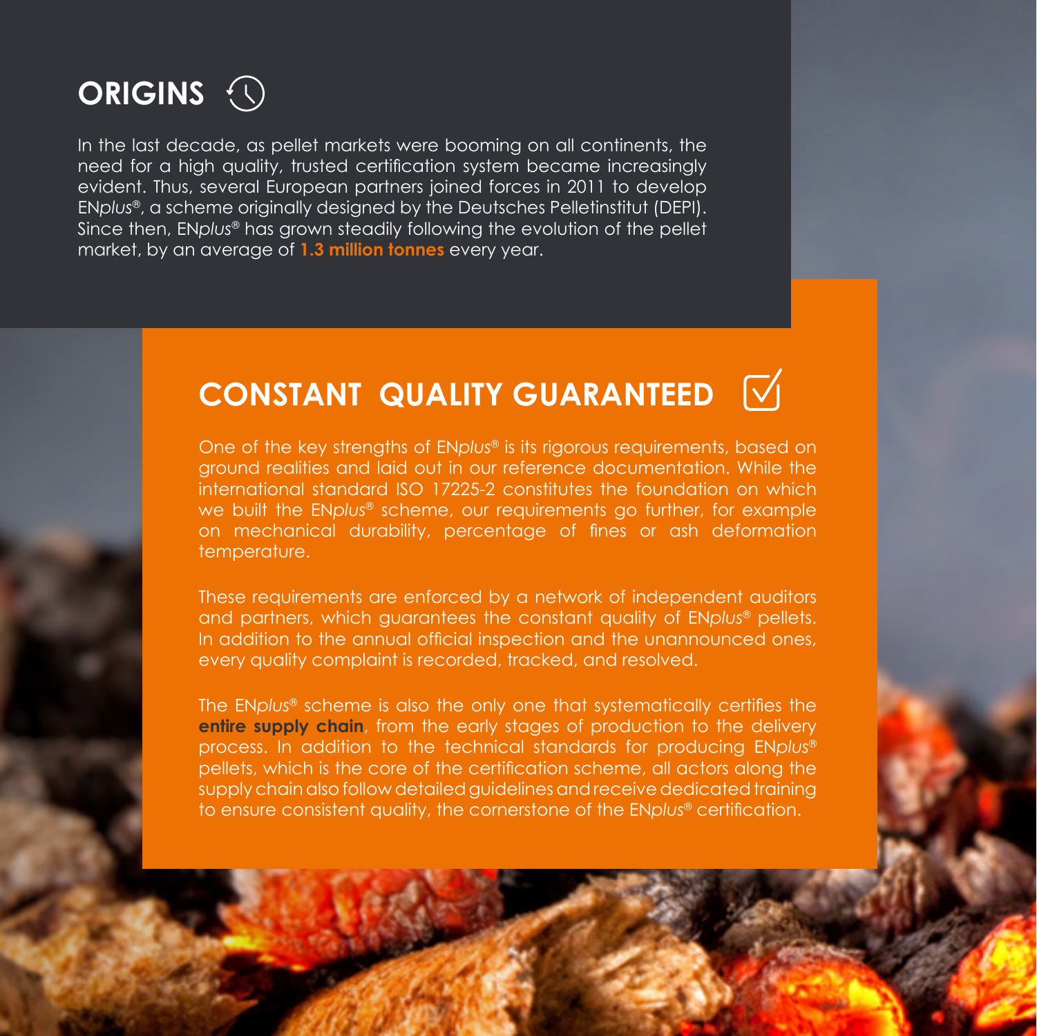## ORIGINS

In the last decade, as pellet markets were booming on all continents, the need for a high quality, trusted certification system became increasingly evident. Thus, several European partners joined forces in 2011 to develop EN*plus*®, a scheme originally designed by the Deutsches Pelletinstitut (DEPI). Since then, EN*plus*® has grown steadily following the evolution of the pellet market, by an average of **1.3 million tonnes** every year.

## CONSTANT QUALITY GUARANTEED

One of the key strengths of EN*plus*® is its rigorous requirements, based on ground realities and laid out in our reference documentation. While the international standard ISO 17225-2 constitutes the foundation on which we built the EN*plus*® scheme, our requirements go further, for example on mechanical durability, percentage of fines or ash deformation temperature.

These requirements are enforced by a network of independent auditors and partners, which guarantees the constant quality of EN*plus*® pellets. In addition to the annual official inspection and the unannounced ones, every quality complaint is recorded, tracked, and resolved.

The EN*plus*® scheme is also the only one that systematically certifies the **entire supply chain**, from the early stages of production to the delivery process. In addition to the technical standards for producing EN*plus*® pellets, which is the core of the certification scheme, all actors along the supply chain also follow detailed guidelines and receive dedicated training to ensure consistent quality, the cornerstone of the EN*plus*® certification.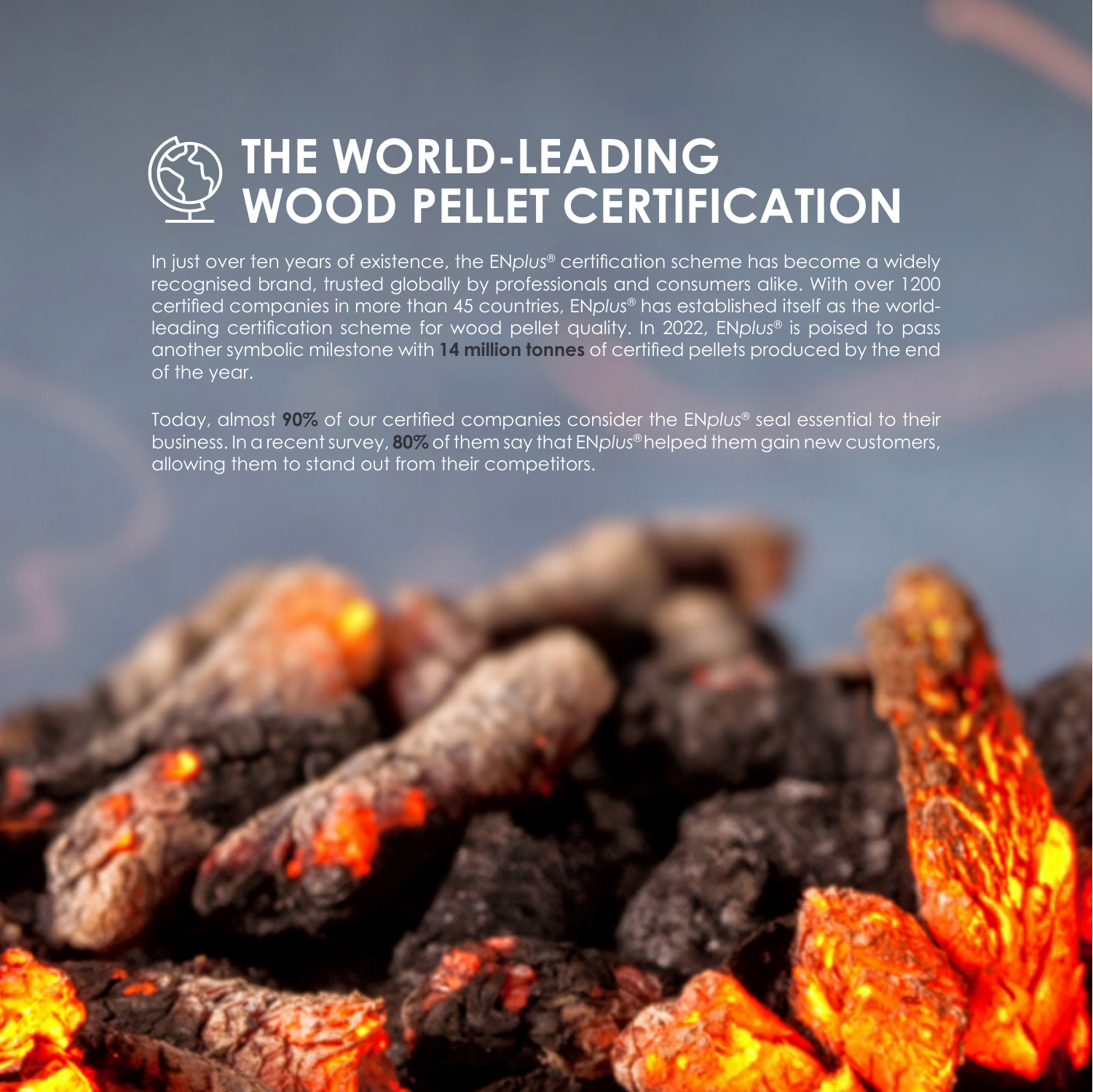# THE WORLD-LEADING WOOD PELLET CERTIFICATION

In just over ten years of existence, the EN*plus*® certification scheme has become a widely recognised brand, trusted globally by professionals and consumers alike. With over 1200 certified companies in more than 45 countries, EN*plus*® has established itself as the world-leading certification scheme for wood pellet quality. In 2022, EN*plus*® is poised to pass another symbolic milestone with **14 million tonnes** of certified pellets produced by the end of the year.

Today, almost **90%** of our certified companies consider the EN*plus*® seal essential to their business. In a recent survey, **80%** of them say that EN*plus*® helped them gain new customers, allowing them to stand out from their competitors.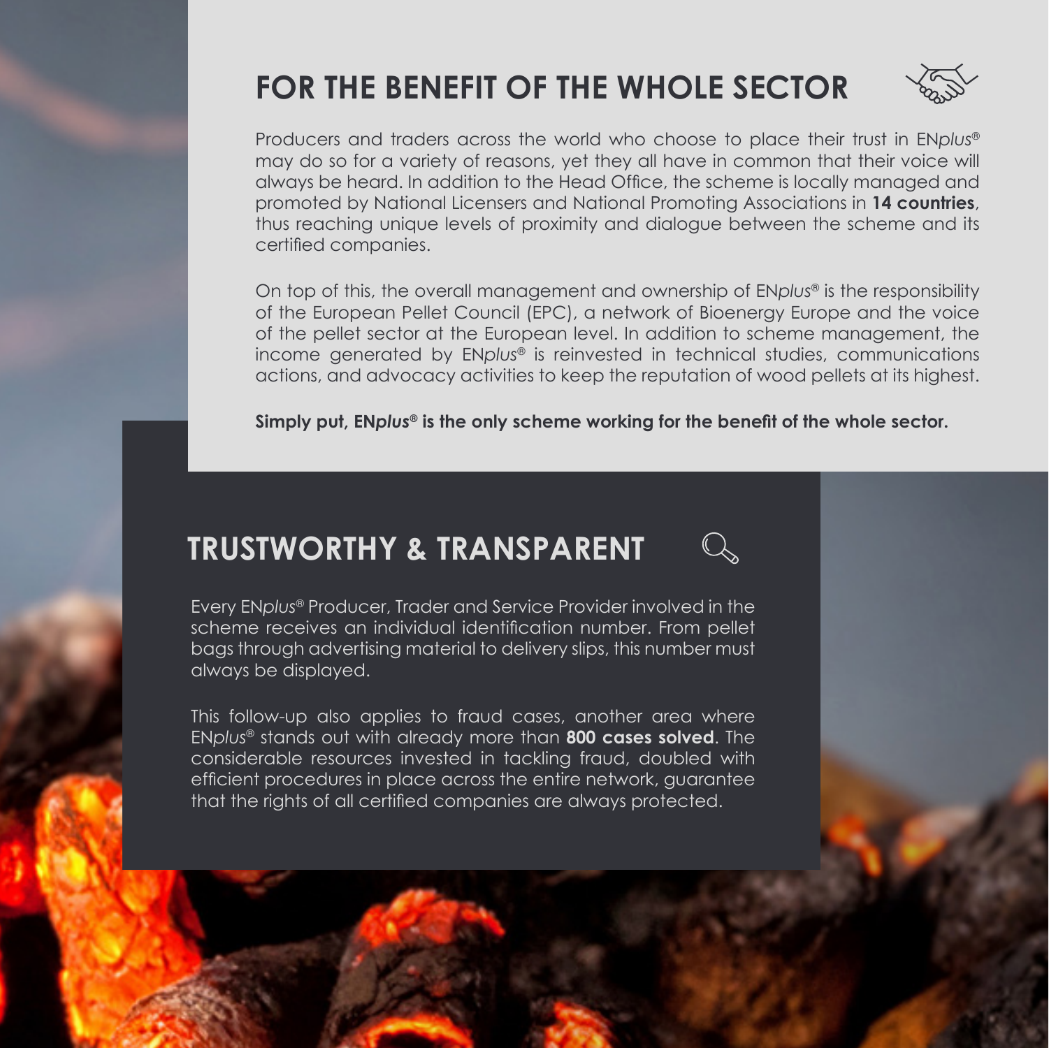## FOR THE BENEFIT OF THE WHOLE SECTOR

Producers and traders across the world who choose to place their trust in EN*plus*® may do so for a variety of reasons, yet they all have in common that their voice will always be heard. In addition to the Head Office, the scheme is locally managed and promoted by National Licensers and National Promoting Associations in **14 countries**, thus reaching unique levels of proximity and dialogue between the scheme and its certified companies.

On top of this, the overall management and ownership of EN*plus*® is the responsibility of the European Pellet Council (EPC), a network of Bioenergy Europe and the voice of the pellet sector at the European level. In addition to scheme management, the income generated by EN*plus*® is reinvested in technical studies, communications actions, and advocacy activities to keep the reputation of wood pellets at its highest.

**Simply put, EN*plus*® is the only scheme working for the benefit of the whole sector.**

## TRUSTWORTHY & TRANSPARENT

Every EN*plus*® Producer, Trader and Service Provider involved in the scheme receives an individual identification number. From pellet bags through advertising material to delivery slips, this number must always be displayed.

This follow-up also applies to fraud cases, another area where EN*plus*® stands out with already more than **800 cases solved**. The considerable resources invested in tackling fraud, doubled with efficient procedures in place across the entire network, guarantee that the rights of all certified companies are always protected.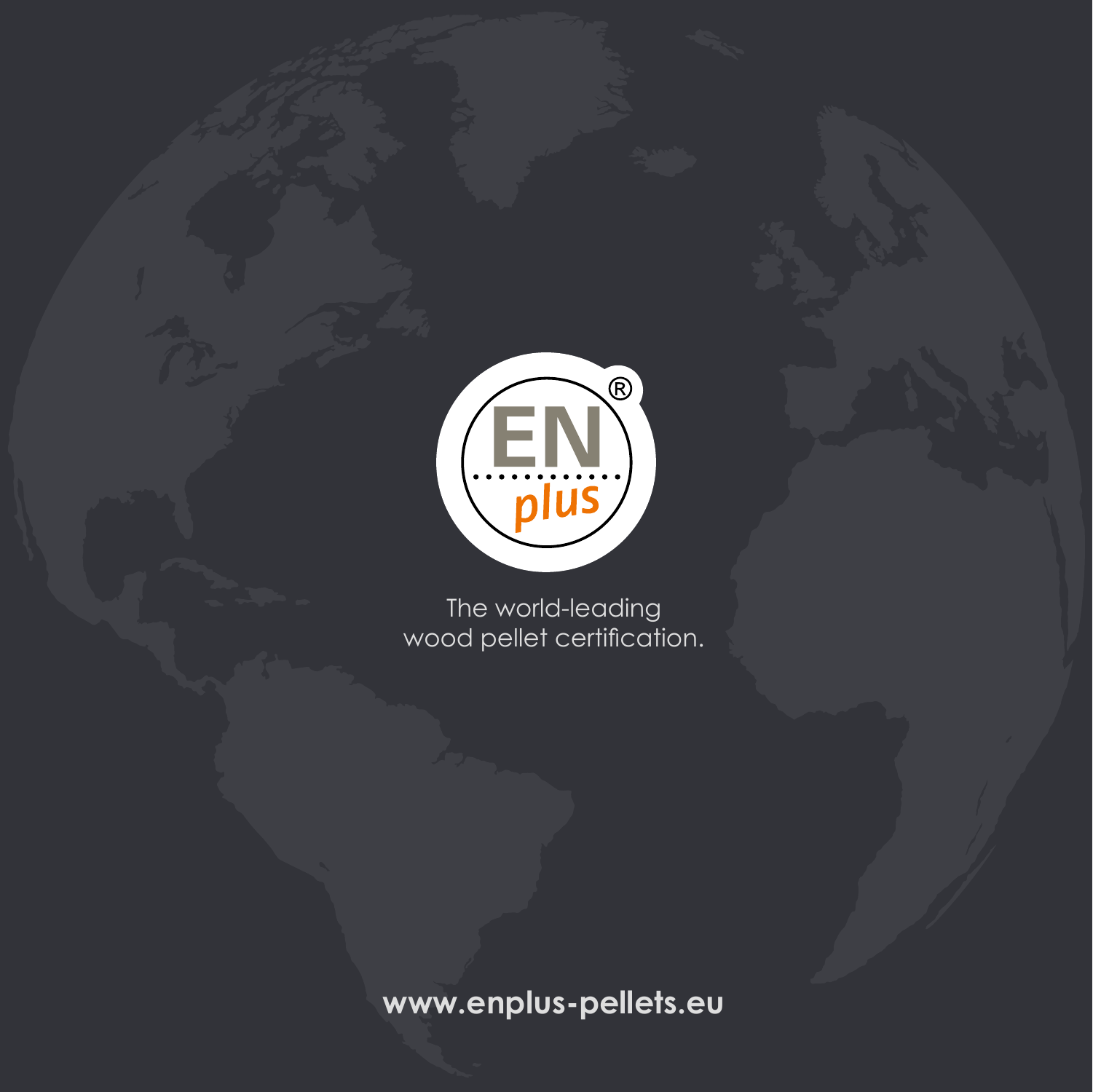The world-leading
wood pellet certification.

**www.enplus-pellets.eu**